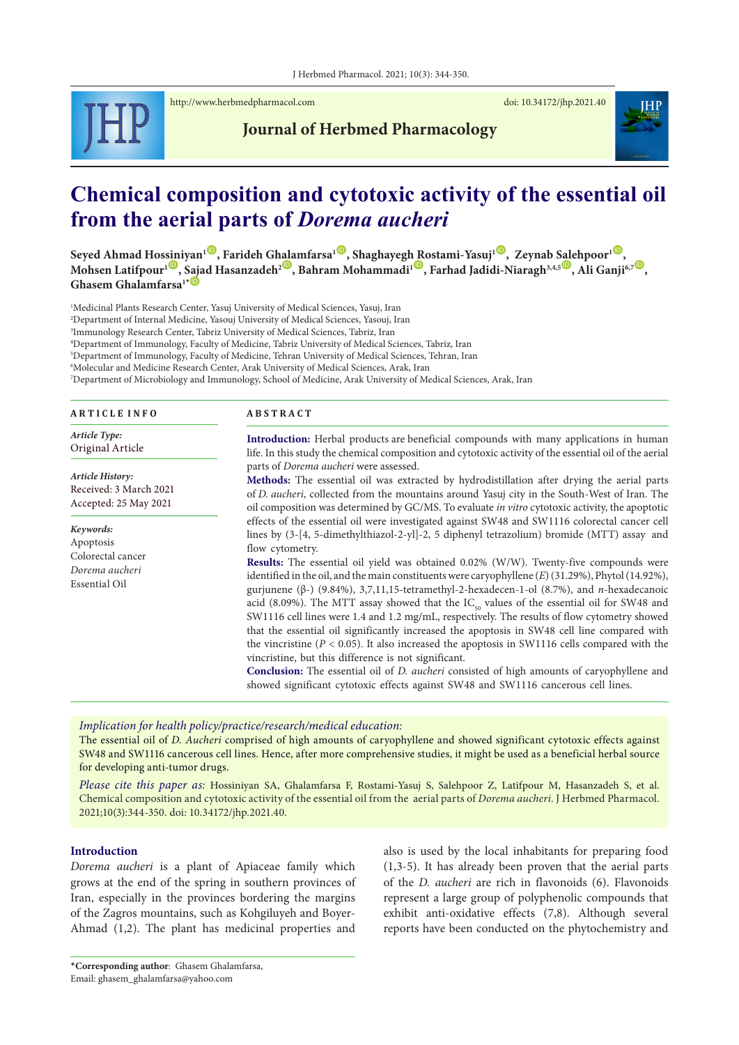# Chemical composition and cytotoxic activity of the essential oil from the aerial parts of *Dorema aucheri*

**Seyed Ahmad Hossiniyan[1], Farideh Ghalamfarsa[1], Shaghayegh Rostami-Yasuj[1], Zeynab Salehpoor[1], Mohsen Latifpour[1], Sajad Hasanzadeh[2], Bahram Mohammadi[1], Farhad Jadidi-Niaragh[3,4,5], Ali Ganji[6,7], Ghasem Ghalamfarsa[1*]**

[1]Medicinal Plants Research Center, Yasuj University of Medical Sciences, Yasuj, Iran
[2]Department of Internal Medicine, Yasouj University of Medical Sciences, Yasouj, Iran
[3]Immunology Research Center, Tabriz University of Medical Sciences, Tabriz, Iran
[4]Department of Immunology, Faculty of Medicine, Tabriz University of Medical Sciences, Tabriz, Iran
[5]Department of Immunology, Faculty of Medicine, Tehran University of Medical Sciences, Tehran, Iran
[6]Molecular and Medicine Research Center, Arak University of Medical Sciences, Arak, Iran
[7]Department of Microbiology and Immunology, School of Medicine, Arak University of Medical Sciences, Arak, Iran

## ARTICLE INFO

*Article Type:*
Original Article

*Article History:*
Received: 3 March 2021
Accepted: 25 May 2021

*Keywords:*
Apoptosis
Colorectal cancer
*Dorema aucheri*
Essential Oil

## ABSTRACT

**Introduction:** Herbal products are beneficial compounds with many applications in human life. In this study the chemical composition and cytotoxic activity of the essential oil of the aerial parts of *Dorema aucheri* were assessed.

**Methods:** The essential oil was extracted by hydrodistillation after drying the aerial parts of *D. aucheri*, collected from the mountains around Yasuj city in the South-West of Iran. The oil composition was determined by GC/MS. To evaluate *in vitro* cytotoxic activity, the apoptotic effects of the essential oil were investigated against SW48 and SW1116 colorectal cancer cell lines by (3-[4, 5-dimethylthiazol-2-yl]-2, 5 diphenyl tetrazolium) bromide (MTT) assay and flow cytometry.

**Results:** The essential oil yield was obtained 0.02% (W/W). Twenty-five compounds were identified in the oil, and the main constituents were caryophyllene (*E*) (31.29%), Phytol (14.92%), gurjunene (β-) (9.84%), 3,7,11,15-tetramethyl-2-hexadecen-1-ol (8.7%), and *n*-hexadecanoic acid (8.09%). The MTT assay showed that the $IC_{50}$ values of the essential oil for SW48 and SW1116 cell lines were 1.4 and 1.2 mg/mL, respectively. The results of flow cytometry showed that the essential oil significantly increased the apoptosis in SW48 cell line compared with the vincristine ($P < 0.05$). It also increased the apoptosis in SW1116 cells compared with the vincristine, but this difference is not significant.

**Conclusion:** The essential oil of *D. aucheri* consisted of high amounts of caryophyllene and showed significant cytotoxic effects against SW48 and SW1116 cancerous cell lines.

*Implication for health policy/practice/research/medical education:*
The essential oil of *D. Aucheri* comprised of high amounts of caryophyllene and showed significant cytotoxic effects against SW48 and SW1116 cancerous cell lines. Hence, after more comprehensive studies, it might be used as a beneficial herbal source for developing anti-tumor drugs.

*Please cite this paper as:* Hossiniyan SA, Ghalamfarsa F, Rostami-Yasuj S, Salehpoor Z, Latifpour M, Hasanzadeh S, et al. Chemical composition and cytotoxic activity of the essential oil from the aerial parts of *Dorema aucheri*. J Herbmed Pharmacol. 2021;10(3):344-350. doi: 10.34172/jhp.2021.40.

## Introduction

*Dorema aucheri* is a plant of Apiaceae family which grows at the end of the spring in southern provinces of Iran, especially in the provinces bordering the margins of the Zagros mountains, such as Kohgiluyeh and Boyer-Ahmad (1,2). The plant has medicinal properties and also is used by the local inhabitants for preparing food (1,3-5). It has already been proven that the aerial parts of the *D. aucheri* are rich in flavonoids (6). Flavonoids represent a large group of polyphenolic compounds that exhibit anti-oxidative effects (7,8). Although several reports have been conducted on the phytochemistry and

*Corresponding author: Ghasem Ghalamfarsa,
Email: ghasem_ghalamfarsa@yahoo.com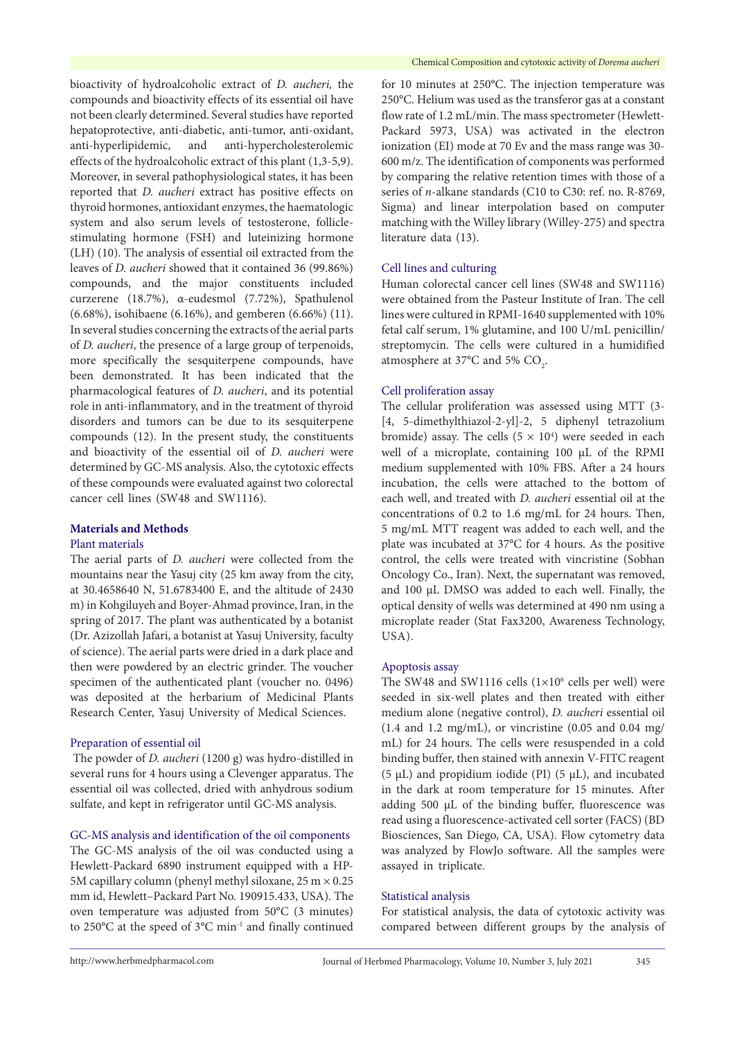bioactivity of hydroalcoholic extract of *D. aucheri*, the compounds and bioactivity effects of its essential oil have not been clearly determined. Several studies have reported hepatoprotective, anti-diabetic, anti-tumor, anti-oxidant, anti-hyperlipidemic, and anti-hypercholesterolemic effects of the hydroalcoholic extract of this plant (1,3-5,9). Moreover, in several pathophysiological states, it has been reported that *D. aucheri* extract has positive effects on thyroid hormones, antioxidant enzymes, the haematologic system and also serum levels of testosterone, follicle-stimulating hormone (FSH) and luteinizing hormone (LH) (10). The analysis of essential oil extracted from the leaves of *D. aucheri* showed that it contained 36 (99.86%) compounds, and the major constituents included curzerene (18.7%), α-eudesmol (7.72%), Spathulenol (6.68%), isohibaene (6.16%), and gemberen (6.66%) (11). In several studies concerning the extracts of the aerial parts of *D. aucheri*, the presence of a large group of terpenoids, more specifically the sesquiterpene compounds, have been demonstrated. It has been indicated that the pharmacological features of *D. aucheri*, and its potential role in anti-inflammatory, and in the treatment of thyroid disorders and tumors can be due to its sesquiterpene compounds (12). In the present study, the constituents and bioactivity of the essential oil of *D. aucheri* were determined by GC-MS analysis. Also, the cytotoxic effects of these compounds were evaluated against two colorectal cancer cell lines (SW48 and SW1116).

## Materials and Methods

### Plant materials

The aerial parts of *D. aucheri* were collected from the mountains near the Yasuj city (25 km away from the city, at 30.4658640 N, 51.6783400 E, and the altitude of 2430 m) in Kohgiluyeh and Boyer-Ahmad province, Iran, in the spring of 2017. The plant was authenticated by a botanist (Dr. Azizollah Jafari, a botanist at Yasuj University, faculty of science). The aerial parts were dried in a dark place and then were powdered by an electric grinder. The voucher specimen of the authenticated plant (voucher no. 0496) was deposited at the herbarium of Medicinal Plants Research Center, Yasuj University of Medical Sciences.

### Preparation of essential oil

The powder of *D. aucheri* (1200 g) was hydro-distilled in several runs for 4 hours using a Clevenger apparatus. The essential oil was collected, dried with anhydrous sodium sulfate, and kept in refrigerator until GC-MS analysis.

### GC-MS analysis and identification of the oil components

The GC-MS analysis of the oil was conducted using a Hewlett-Packard 6890 instrument equipped with a HP-5M capillary column (phenyl methyl siloxane, 25 m × 0.25 mm id, Hewlett–Packard Part No. 190915.433, USA). The oven temperature was adjusted from 50°C (3 minutes) to 250°C at the speed of 3°C $min^{-1}$ and finally continued for 10 minutes at 250°C. The injection temperature was 250°C. Helium was used as the transferor gas at a constant flow rate of 1.2 mL/min. The mass spectrometer (Hewlett-Packard 5973, USA) was activated in the electron ionization (EI) mode at 70 Ev and the mass range was 30-600 m/z. The identification of components was performed by comparing the relative retention times with those of a series of *n*-alkane standards (C10 to C30: ref. no. R-8769, Sigma) and linear interpolation based on computer matching with the Willey library (Willey-275) and spectra literature data (13).

### Cell lines and culturing

Human colorectal cancer cell lines (SW48 and SW1116) were obtained from the Pasteur Institute of Iran. The cell lines were cultured in RPMI-1640 supplemented with 10% fetal calf serum, 1% glutamine, and 100 U/mL penicillin/streptomycin. The cells were cultured in a humidified atmosphere at 37°C and 5% $CO_2$.

### Cell proliferation assay

The cellular proliferation was assessed using MTT (3-[4, 5-dimethylthiazol-2-yl]-2, 5 diphenyl tetrazolium bromide) assay. The cells ($5 \times 10^4$) were seeded in each well of a microplate, containing 100 µL of the RPMI medium supplemented with 10% FBS. After a 24 hours incubation, the cells were attached to the bottom of each well, and treated with *D. aucheri* essential oil at the concentrations of 0.2 to 1.6 mg/mL for 24 hours. Then, 5 mg/mL MTT reagent was added to each well, and the plate was incubated at 37°C for 4 hours. As the positive control, the cells were treated with vincristine (Sobhan Oncology Co., Iran). Next, the supernatant was removed, and 100 µL DMSO was added to each well. Finally, the optical density of wells was determined at 490 nm using a microplate reader (Stat Fax3200, Awareness Technology, USA).

### Apoptosis assay

The SW48 and SW1116 cells ($1 \times 10^6$ cells per well) were seeded in six-well plates and then treated with either medium alone (negative control), *D. aucheri* essential oil (1.4 and 1.2 mg/mL), or vincristine (0.05 and 0.04 mg/mL) for 24 hours. The cells were resuspended in a cold binding buffer, then stained with annexin V-FITC reagent (5 µL) and propidium iodide (PI) (5 µL), and incubated in the dark at room temperature for 15 minutes. After adding 500 µL of the binding buffer, fluorescence was read using a fluorescence-activated cell sorter (FACS) (BD Biosciences, San Diego, CA, USA). Flow cytometry data was analyzed by FlowJo software. All the samples were assayed in triplicate.

### Statistical analysis

For statistical analysis, the data of cytotoxic activity was compared between different groups by the analysis of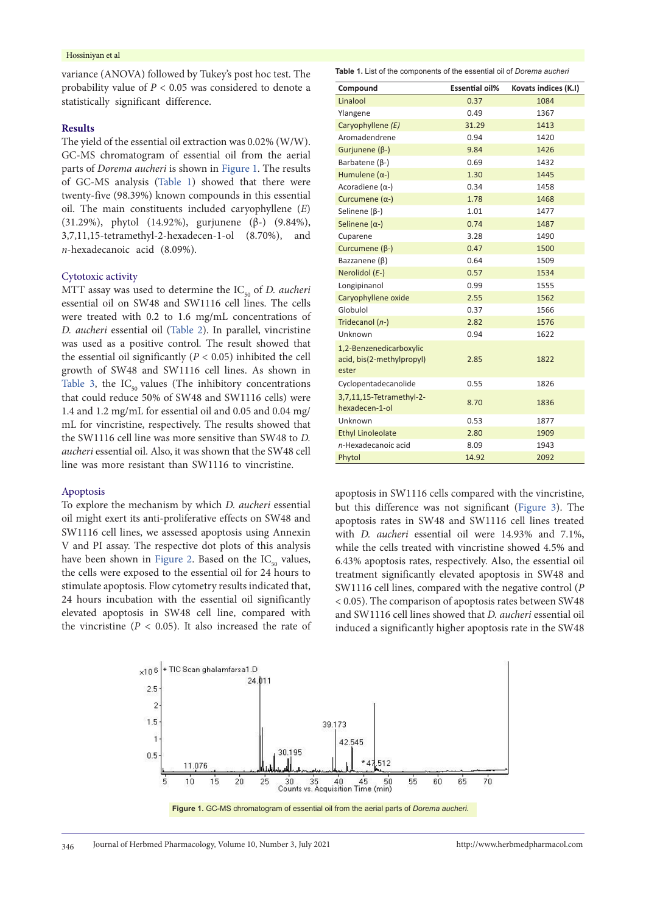variance (ANOVA) followed by Tukey's post hoc test. The probability value of $P < 0.05$ was considered to denote a statistically significant difference.

## Results

The yield of the essential oil extraction was 0.02% (W/W). GC-MS chromatogram of essential oil from the aerial parts of *Dorema aucheri* is shown in Figure 1. The results of GC-MS analysis (Table 1) showed that there were twenty-five (98.39%) known compounds in this essential oil. The main constituents included caryophyllene (*E*) (31.29%), phytol (14.92%), gurjunene (β-) (9.84%), 3,7,11,15-tetramethyl-2-hexadecen-1-ol (8.70%), and *n*-hexadecanoic acid (8.09%).

### Cytotoxic activity

MTT assay was used to determine the $IC_{50}$ of *D. aucheri* essential oil on SW48 and SW1116 cell lines. The cells were treated with 0.2 to 1.6 mg/mL concentrations of *D. aucheri* essential oil (Table 2). In parallel, vincristine was used as a positive control. The result showed that the essential oil significantly ($P < 0.05$) inhibited the cell growth of SW48 and SW1116 cell lines. As shown in Table 3, the $IC_{50}$ values (The inhibitory concentrations that could reduce 50% of SW48 and SW1116 cells) were 1.4 and 1.2 mg/mL for essential oil and 0.05 and 0.04 mg/mL for vincristine, respectively. The results showed that the SW1116 cell line was more sensitive than SW48 to *D. aucheri* essential oil. Also, it was shown that the SW48 cell line was more resistant than SW1116 to vincristine.

### Apoptosis

To explore the mechanism by which *D. aucheri* essential oil might exert its anti-proliferative effects on SW48 and SW1116 cell lines, we assessed apoptosis using Annexin V and PI assay. The respective dot plots of this analysis have been shown in Figure 2. Based on the $IC_{50}$ values, the cells were exposed to the essential oil for 24 hours to stimulate apoptosis. Flow cytometry results indicated that, 24 hours incubation with the essential oil significantly elevated apoptosis in SW48 cell line, compared with the vincristine ($P < 0.05$). It also increased the rate of apoptosis in SW1116 cells compared with the vincristine, but this difference was not significant (Figure 3). The apoptosis rates in SW48 and SW1116 cell lines treated with *D. aucheri* essential oil were 14.93% and 7.1%, while the cells treated with vincristine showed 4.5% and 6.43% apoptosis rates, respectively. Also, the essential oil treatment significantly elevated apoptosis in SW48 and SW1116 cell lines, compared with the negative control ($P < 0.05$). The comparison of apoptosis rates between SW48 and SW1116 cell lines showed that *D. aucheri* essential oil induced a significantly higher apoptosis rate in the SW48

**Table 1.** List of the components of the essential oil of *Dorema aucheri*

| Compound | Essential oil% | Kovats indices (K.I) |
|---|---|---|
| Linalool | 0.37 | 1084 |
| Ylangene | 0.49 | 1367 |
| Caryophyllene *(E)* | 31.29 | 1413 |
| Aromadendrene | 0.94 | 1420 |
| Gurjunene (β-) | 9.84 | 1426 |
| Barbatene (β-) | 0.69 | 1432 |
| Humulene (α-) | 1.30 | 1445 |
| Acoradiene (α-) | 0.34 | 1458 |
| Curcumene (α-) | 1.78 | 1468 |
| Selinene (β-) | 1.01 | 1477 |
| Selinene (α-) | 0.74 | 1487 |
| Cuparene | 3.28 | 1490 |
| Curcumene (β-) | 0.47 | 1500 |
| Bazzanene (β) | 0.64 | 1509 |
| Nerolidol (*E*-) | 0.57 | 1534 |
| Longipinanol | 0.99 | 1555 |
| Caryophyllene oxide | 2.55 | 1562 |
| Globulol | 0.37 | 1566 |
| Tridecanol (*n*-) | 2.82 | 1576 |
| Unknown | 0.94 | 1622 |
| 1,2-Benzenedicarboxylic acid, bis(2-methylpropyl) ester | 2.85 | 1822 |
| Cyclopentadecanolide | 0.55 | 1826 |
| 3,7,11,15-Tetramethyl-2-hexadecen-1-ol | 8.70 | 1836 |
| Unknown | 0.53 | 1877 |
| Ethyl Linoleolate | 2.80 | 1909 |
| *n*-Hexadecanoic acid | 8.09 | 1943 |
| Phytol | 14.92 | 2092 |

**Figure 1.** GC-MS chromatogram of essential oil from the aerial parts of *Dorema aucheri*.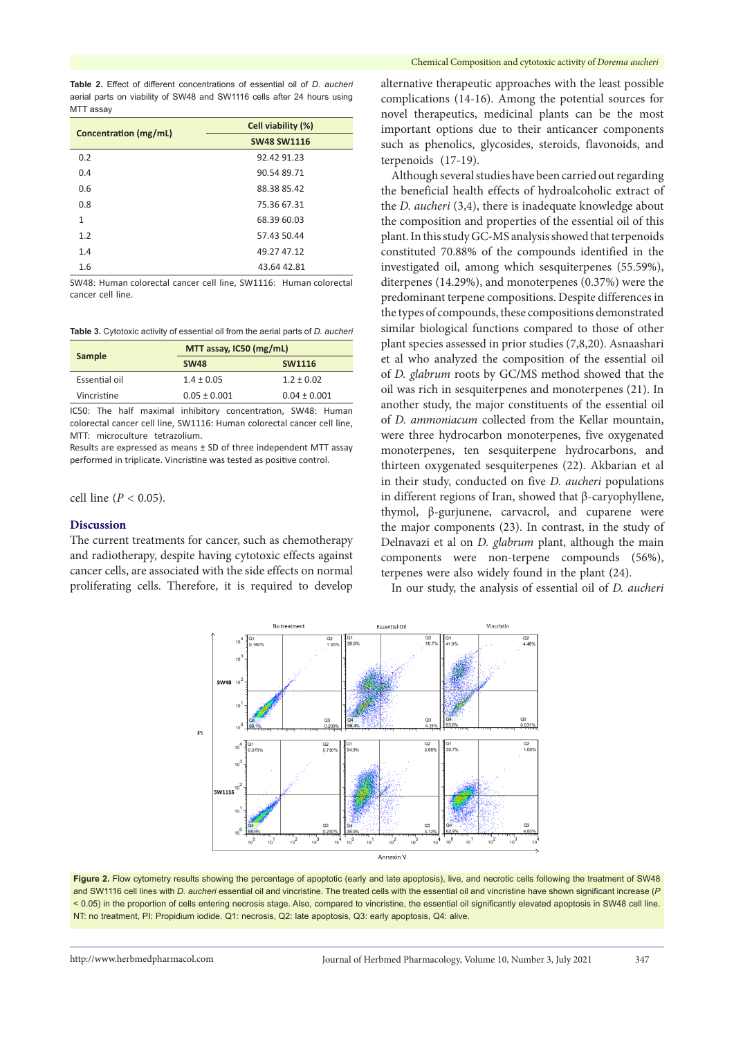**Table 2.** Effect of different concentrations of essential oil of *D. aucheri* aerial parts on viability of SW48 and SW1116 cells after 24 hours using MTT assay

| Concentration (mg/mL) | Cell viability (%) | |
|---|---|---|
| | SW48 | SW1116 |
| 0.2 | 92.42 | 91.23 |
| 0.4 | 90.54 | 89.71 |
| 0.6 | 88.38 | 85.42 |
| 0.8 | 75.36 | 67.31 |
| 1 | 68.39 | 60.03 |
| 1.2 | 57.43 | 50.44 |
| 1.4 | 49.27 | 47.12 |
| 1.6 | 43.64 | 42.81 |

SW48: Human colorectal cancer cell line, SW1116: Human colorectal cancer cell line.

**Table 3.** Cytotoxic activity of essential oil from the aerial parts of *D. aucheri*

| Sample | MTT assay, IC50 (mg/mL) | |
|---|---|---|
| | SW48 | SW1116 |
| Essential oil | 1.4 ± 0.05 | 1.2 ± 0.02 |
| Vincristine | 0.05 ± 0.001 | 0.04 ± 0.001 |

IC50: The half maximal inhibitory concentration, SW48: Human colorectal cancer cell line, SW1116: Human colorectal cancer cell line, MTT: microculture tetrazolium.
Results are expressed as means ± SD of three independent MTT assay performed in triplicate. Vincristine was tested as positive control.

cell line ($P < 0.05$).

## Discussion

The current treatments for cancer, such as chemotherapy and radiotherapy, despite having cytotoxic effects against cancer cells, are associated with the side effects on normal proliferating cells. Therefore, it is required to develop alternative therapeutic approaches with the least possible complications (14-16). Among the potential sources for novel therapeutics, medicinal plants can be the most important options due to their anticancer components such as phenolics, glycosides, steroids, flavonoids, and terpenoids (17-19).

Although several studies have been carried out regarding the beneficial health effects of hydroalcoholic extract of the *D. aucheri* (3,4), there is inadequate knowledge about the composition and properties of the essential oil of this plant. In this study GC-MS analysis showed that terpenoids constituted 70.88% of the compounds identified in the investigated oil, among which sesquiterpenes (55.59%), diterpenes (14.29%), and monoterpenes (0.37%) were the predominant terpene compositions. Despite differences in the types of compounds, these compositions demonstrated similar biological functions compared to those of other plant species assessed in prior studies (7,8,20). Asnaashari et al who analyzed the composition of the essential oil of *D. glabrum* roots by GC/MS method showed that the oil was rich in sesquiterpenes and monoterpenes (21). In another study, the major constituents of the essential oil of *D. ammoniacum* collected from the Kellar mountain, were three hydrocarbon monoterpenes, five oxygenated monoterpenes, ten sesquiterpene hydrocarbons, and thirteen oxygenated sesquiterpenes (22). Akbarian et al in their study, conducted on five *D. aucheri* populations in different regions of Iran, showed that β-caryophyllene, thymol, β-gurjunene, carvacrol, and cuparene were the major components (23). In contrast, in the study of Delnavazi et al on *D. glabrum* plant, although the main components were non-terpene compounds (56%), terpenes were also widely found in the plant (24).

In our study, the analysis of essential oil of *D. aucheri*

**Figure 2.** Flow cytometry results showing the percentage of apoptotic (early and late apoptosis), live, and necrotic cells following the treatment of SW48 and SW1116 cell lines with *D. aucheri* essential oil and vincristine. The treated cells with the essential oil and vincristine have shown significant increase ($P < 0.05$) in the proportion of cells entering necrosis stage. Also, compared to vincristine, the essential oil significantly elevated apoptosis in SW48 cell line. NT: no treatment, PI: Propidium iodide. Q1: necrosis, Q2: late apoptosis, Q3: early apoptosis, Q4: alive.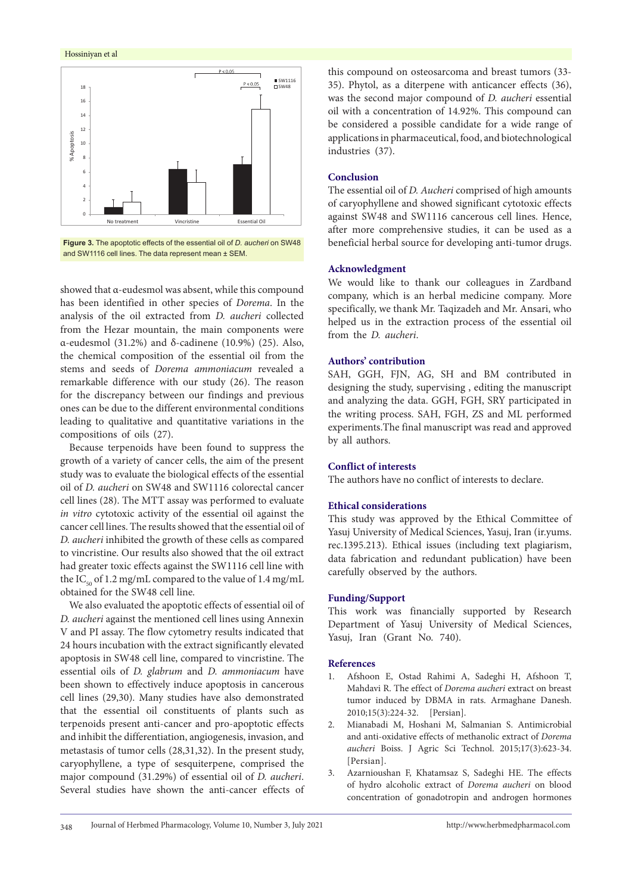Figure 3. The apoptotic effects of the essential oil of *D. aucheri* on SW48 and SW1116 cell lines. The data represent mean ± SEM.

showed that α-eudesmol was absent, while this compound has been identified in other species of *Dorema*. In the analysis of the oil extracted from *D. aucheri* collected from the Hezar mountain, the main components were α-eudesmol (31.2%) and δ-cadinene (10.9%) (25). Also, the chemical composition of the essential oil from the stems and seeds of *Dorema ammoniacum* revealed a remarkable difference with our study (26). The reason for the discrepancy between our findings and previous ones can be due to the different environmental conditions leading to qualitative and quantitative variations in the compositions of oils (27).

Because terpenoids have been found to suppress the growth of a variety of cancer cells, the aim of the present study was to evaluate the biological effects of the essential oil of *D. aucheri* on SW48 and SW1116 colorectal cancer cell lines (28). The MTT assay was performed to evaluate *in vitro* cytotoxic activity of the essential oil against the cancer cell lines. The results showed that the essential oil of *D. aucheri* inhibited the growth of these cells as compared to vincristine. Our results also showed that the oil extract had greater toxic effects against the SW1116 cell line with the $IC_{50}$ of 1.2 mg/mL compared to the value of 1.4 mg/mL obtained for the SW48 cell line.

We also evaluated the apoptotic effects of essential oil of *D. aucheri* against the mentioned cell lines using Annexin V and PI assay. The flow cytometry results indicated that 24 hours incubation with the extract significantly elevated apoptosis in SW48 cell line, compared to vincristine. The essential oils of *D. glabrum* and *D. ammoniacum* have been shown to effectively induce apoptosis in cancerous cell lines (29,30). Many studies have also demonstrated that the essential oil constituents of plants such as terpenoids present anti-cancer and pro-apoptotic effects and inhibit the differentiation, angiogenesis, invasion, and metastasis of tumor cells (28,31,32). In the present study, caryophyllene, a type of sesquiterpene, comprised the major compound (31.29%) of essential oil of *D. aucheri*. Several studies have shown the anti-cancer effects of this compound on osteosarcoma and breast tumors (33-35). Phytol, as a diterpene with anticancer effects (36), was the second major compound of *D. aucheri* essential oil with a concentration of 14.92%. This compound can be considered a possible candidate for a wide range of applications in pharmaceutical, food, and biotechnological industries (37).

## Conclusion

The essential oil of *D. Aucheri* comprised of high amounts of caryophyllene and showed significant cytotoxic effects against SW48 and SW1116 cancerous cell lines. Hence, after more comprehensive studies, it can be used as a beneficial herbal source for developing anti-tumor drugs.

## Acknowledgment

We would like to thank our colleagues in Zardband company, which is an herbal medicine company. More specifically, we thank Mr. Taqizadeh and Mr. Ansari, who helped us in the extraction process of the essential oil from the *D. aucheri*.

## Authors' contribution

SAH, GGH, FJN, AG, SH and BM contributed in designing the study, supervising , editing the manuscript and analyzing the data. GGH, FGH, SRY participated in the writing process. SAH, FGH, ZS and ML performed experiments.The final manuscript was read and approved by all authors.

## Conflict of interests

The authors have no conflict of interests to declare.

## Ethical considerations

This study was approved by the Ethical Committee of Yasuj University of Medical Sciences, Yasuj, Iran (ir.yums.rec.1395.213). Ethical issues (including text plagiarism, data fabrication and redundant publication) have been carefully observed by the authors.

## Funding/Support

This work was financially supported by Research Department of Yasuj University of Medical Sciences, Yasuj, Iran (Grant No. 740).

## References

1. Afshoon E, Ostad Rahimi A, Sadeghi H, Afshoon T, Mahdavi R. The effect of *Dorema aucheri* extract on breast tumor induced by DBMA in rats. Armaghane Danesh. 2010;15(3):224-32. [Persian].
2. Mianabadi M, Hoshani M, Salmanian S. Antimicrobial and anti-oxidative effects of methanolic extract of *Dorema aucheri* Boiss. J Agric Sci Technol. 2015;17(3):623-34. [Persian].
3. Azarnioushan F, Khatamsaz S, Sadeghi HE. The effects of hydro alcoholic extract of *Dorema aucheri* on blood concentration of gonadotropin and androgen hormones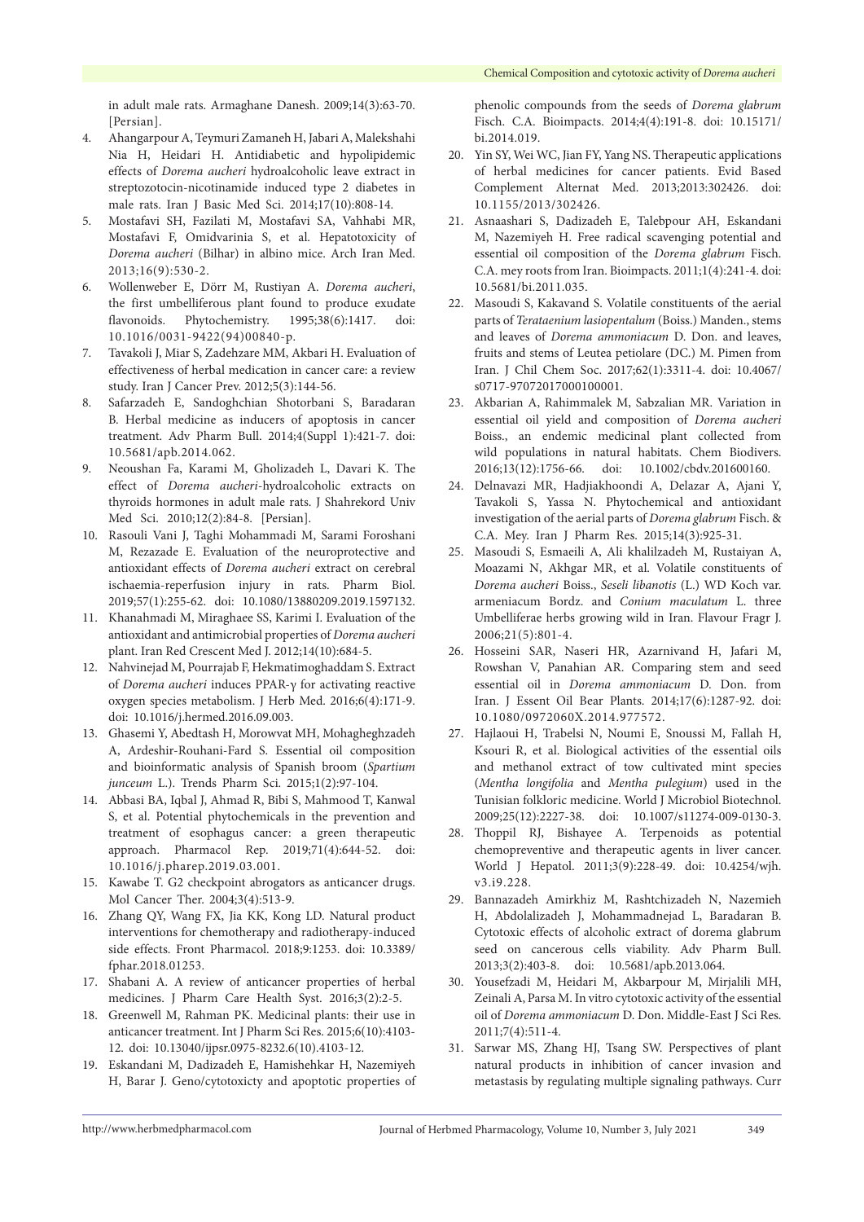in adult male rats. Armaghane Danesh. 2009;14(3):63-70. [Persian].

4. Ahangarpour A, Teymuri Zamaneh H, Jabari A, Malekshahi Nia H, Heidari H. Antidiabetic and hypolipidemic effects of *Dorema aucheri* hydroalcoholic leave extract in streptozotocin-nicotinamide induced type 2 diabetes in male rats. Iran J Basic Med Sci. 2014;17(10):808-14.
5. Mostafavi SH, Fazilati M, Mostafavi SA, Vahhabi MR, Mostafavi F, Omidvarinia S, et al. Hepatotoxicity of *Dorema aucheri* (Bilhar) in albino mice. Arch Iran Med. 2013;16(9):530-2.
6. Wollenweber E, Dörr M, Rustiyan A. *Dorema aucheri*, the first umbelliferous plant found to produce exudate flavonoids. Phytochemistry. 1995;38(6):1417. doi: 10.1016/0031-9422(94)00840-p.
7. Tavakoli J, Miar S, Zadehzare MM, Akbari H. Evaluation of effectiveness of herbal medication in cancer care: a review study. Iran J Cancer Prev. 2012;5(3):144-56.
8. Safarzadeh E, Sandoghchian Shotorbani S, Baradaran B. Herbal medicine as inducers of apoptosis in cancer treatment. Adv Pharm Bull. 2014;4(Suppl 1):421-7. doi: 10.5681/apb.2014.062.
9. Neoushan Fa, Karami M, Gholizadeh L, Davari K. The effect of *Dorema aucheri*-hydroalcoholic extracts on thyroids hormones in adult male rats. J Shahrekord Univ Med Sci. 2010;12(2):84-8. [Persian].
10. Rasouli Vani J, Taghi Mohammadi M, Sarami Foroshani M, Rezazade E. Evaluation of the neuroprotective and antioxidant effects of *Dorema aucheri* extract on cerebral ischaemia-reperfusion injury in rats. Pharm Biol. 2019;57(1):255-62. doi: 10.1080/13880209.2019.1597132.
11. Khanahmadi M, Miraghaee SS, Karimi I. Evaluation of the antioxidant and antimicrobial properties of *Dorema aucheri* plant. Iran Red Crescent Med J. 2012;14(10):684-5.
12. Nahvinejad M, Pourrajab F, Hekmatimoghaddam S. Extract of *Dorema aucheri* induces PPAR-γ for activating reactive oxygen species metabolism. J Herb Med. 2016;6(4):171-9. doi: 10.1016/j.hermed.2016.09.003.
13. Ghasemi Y, Abedtash H, Morowvat MH, Mohagheghzadeh A, Ardeshir-Rouhani-Fard S. Essential oil composition and bioinformatic analysis of Spanish broom (*Spartium junceum* L.). Trends Pharm Sci. 2015;1(2):97-104.
14. Abbasi BA, Iqbal J, Ahmad R, Bibi S, Mahmood T, Kanwal S, et al. Potential phytochemicals in the prevention and treatment of esophagus cancer: a green therapeutic approach. Pharmacol Rep. 2019;71(4):644-52. doi: 10.1016/j.pharep.2019.03.001.
15. Kawabe T. G2 checkpoint abrogators as anticancer drugs. Mol Cancer Ther. 2004;3(4):513-9.
16. Zhang QY, Wang FX, Jia KK, Kong LD. Natural product interventions for chemotherapy and radiotherapy-induced side effects. Front Pharmacol. 2018;9:1253. doi: 10.3389/fphar.2018.01253.
17. Shabani A. A review of anticancer properties of herbal medicines. J Pharm Care Health Syst. 2016;3(2):2-5.
18. Greenwell M, Rahman PK. Medicinal plants: their use in anticancer treatment. Int J Pharm Sci Res. 2015;6(10):4103-12. doi: 10.13040/ijpsr.0975-8232.6(10).4103-12.
19. Eskandani M, Dadizadeh E, Hamishehkar H, Nazemiyeh H, Barar J. Geno/cytotoxicty and apoptotic properties of phenolic compounds from the seeds of *Dorema glabrum* Fisch. C.A. Bioimpacts. 2014;4(4):191-8. doi: 10.15171/bi.2014.019.
20. Yin SY, Wei WC, Jian FY, Yang NS. Therapeutic applications of herbal medicines for cancer patients. Evid Based Complement Alternat Med. 2013;2013:302426. doi: 10.1155/2013/302426.
21. Asnaashari S, Dadizadeh E, Talebpour AH, Eskandani M, Nazemiyeh H. Free radical scavenging potential and essential oil composition of the *Dorema glabrum* Fisch. C.A. mey roots from Iran. Bioimpacts. 2011;1(4):241-4. doi: 10.5681/bi.2011.035.
22. Masoudi S, Kakavand S. Volatile constituents of the aerial parts of *Terataenium lasiopentalum* (Boiss.) Manden., stems and leaves of *Dorema ammoniacum* D. Don. and leaves, fruits and stems of Leutea petiolare (DC.) M. Pimen from Iran. J Chil Chem Soc. 2017;62(1):3311-4. doi: 10.4067/s0717-97072017000100001.
23. Akbarian A, Rahimmalek M, Sabzalian MR. Variation in essential oil yield and composition of *Dorema aucheri* Boiss., an endemic medicinal plant collected from wild populations in natural habitats. Chem Biodivers. 2016;13(12):1756-66. doi: 10.1002/cbdv.201600160.
24. Delnavazi MR, Hadjiakhoondi A, Delazar A, Ajani Y, Tavakoli S, Yassa N. Phytochemical and antioxidant investigation of the aerial parts of *Dorema glabrum* Fisch. & C.A. Mey. Iran J Pharm Res. 2015;14(3):925-31.
25. Masoudi S, Esmaeili A, Ali khalilzadeh M, Rustaiyan A, Moazami N, Akhgar MR, et al. Volatile constituents of *Dorema aucheri* Boiss., *Seseli libanotis* (L.) WD Koch var. armeniacum Bordz. and *Conium maculatum* L. three Umbelliferae herbs growing wild in Iran. Flavour Fragr J. 2006;21(5):801-4.
26. Hosseini SAR, Naseri HR, Azarnivand H, Jafari M, Rowshan V, Panahian AR. Comparing stem and seed essential oil in *Dorema ammoniacum* D. Don. from Iran. J Essent Oil Bear Plants. 2014;17(6):1287-92. doi: 10.1080/0972060X.2014.977572.
27. Hajlaoui H, Trabelsi N, Noumi E, Snoussi M, Fallah H, Ksouri R, et al. Biological activities of the essential oils and methanol extract of tow cultivated mint species (*Mentha longifolia* and *Mentha pulegium*) used in the Tunisian folkloric medicine. World J Microbiol Biotechnol. 2009;25(12):2227-38. doi: 10.1007/s11274-009-0130-3.
28. Thoppil RJ, Bishayee A. Terpenoids as potential chemopreventive and therapeutic agents in liver cancer. World J Hepatol. 2011;3(9):228-49. doi: 10.4254/wjh.v3.i9.228.
29. Bannazadeh Amirkhiz M, Rashtchizadeh N, Nazemieh H, Abdolalizadeh J, Mohammadnejad L, Baradaran B. Cytotoxic effects of alcoholic extract of dorema glabrum seed on cancerous cells viability. Adv Pharm Bull. 2013;3(2):403-8. doi: 10.5681/apb.2013.064.
30. Yousefzadi M, Heidari M, Akbarpour M, Mirjalili MH, Zeinali A, Parsa M. In vitro cytotoxic activity of the essential oil of *Dorema ammoniacum* D. Don. Middle-East J Sci Res. 2011;7(4):511-4.
31. Sarwar MS, Zhang HJ, Tsang SW. Perspectives of plant natural products in inhibition of cancer invasion and metastasis by regulating multiple signaling pathways. Curr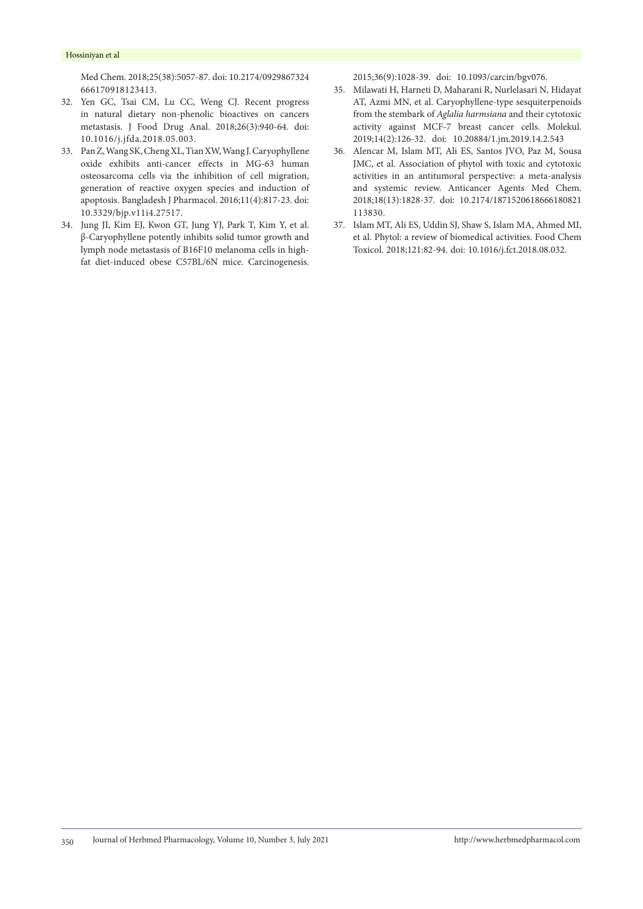Med Chem. 2018;25(38):5057-87. doi: 10.2174/0929867324666170918123413.

32. Yen GC, Tsai CM, Lu CC, Weng CJ. Recent progress in natural dietary non-phenolic bioactives on cancers metastasis. J Food Drug Anal. 2018;26(3):940-64. doi: 10.1016/j.jfda.2018.05.003.
33. Pan Z, Wang SK, Cheng XL, Tian XW, Wang J. Caryophyllene oxide exhibits anti-cancer effects in MG-63 human osteosarcoma cells via the inhibition of cell migration, generation of reactive oxygen species and induction of apoptosis. Bangladesh J Pharmacol. 2016;11(4):817-23. doi: 10.3329/bjp.v11i4.27517.
34. Jung JI, Kim EJ, Kwon GT, Jung YJ, Park T, Kim Y, et al. β-Caryophyllene potently inhibits solid tumor growth and lymph node metastasis of B16F10 melanoma cells in high-fat diet-induced obese C57BL/6N mice. Carcinogenesis. 2015;36(9):1028-39. doi: 10.1093/carcin/bgv076.
35. Milawati H, Harneti D, Maharani R, Nurlelasari N, Hidayat AT, Azmi MN, et al. Caryophyllene-type sesquiterpenoids from the stembark of *Aglalia harmsiana* and their cytotoxic activity against MCF-7 breast cancer cells. Molekul. 2019;14(2):126-32. doi: 10.20884/1.jm.2019.14.2.543
36. Alencar M, Islam MT, Ali ES, Santos JVO, Paz M, Sousa JMC, et al. Association of phytol with toxic and cytotoxic activities in an antitumoral perspective: a meta-analysis and systemic review. Anticancer Agents Med Chem. 2018;18(13):1828-37. doi: 10.2174/1871520618666180821113830.
37. Islam MT, Ali ES, Uddin SJ, Shaw S, Islam MA, Ahmed MI, et al. Phytol: a review of biomedical activities. Food Chem Toxicol. 2018;121:82-94. doi: 10.1016/j.fct.2018.08.032.